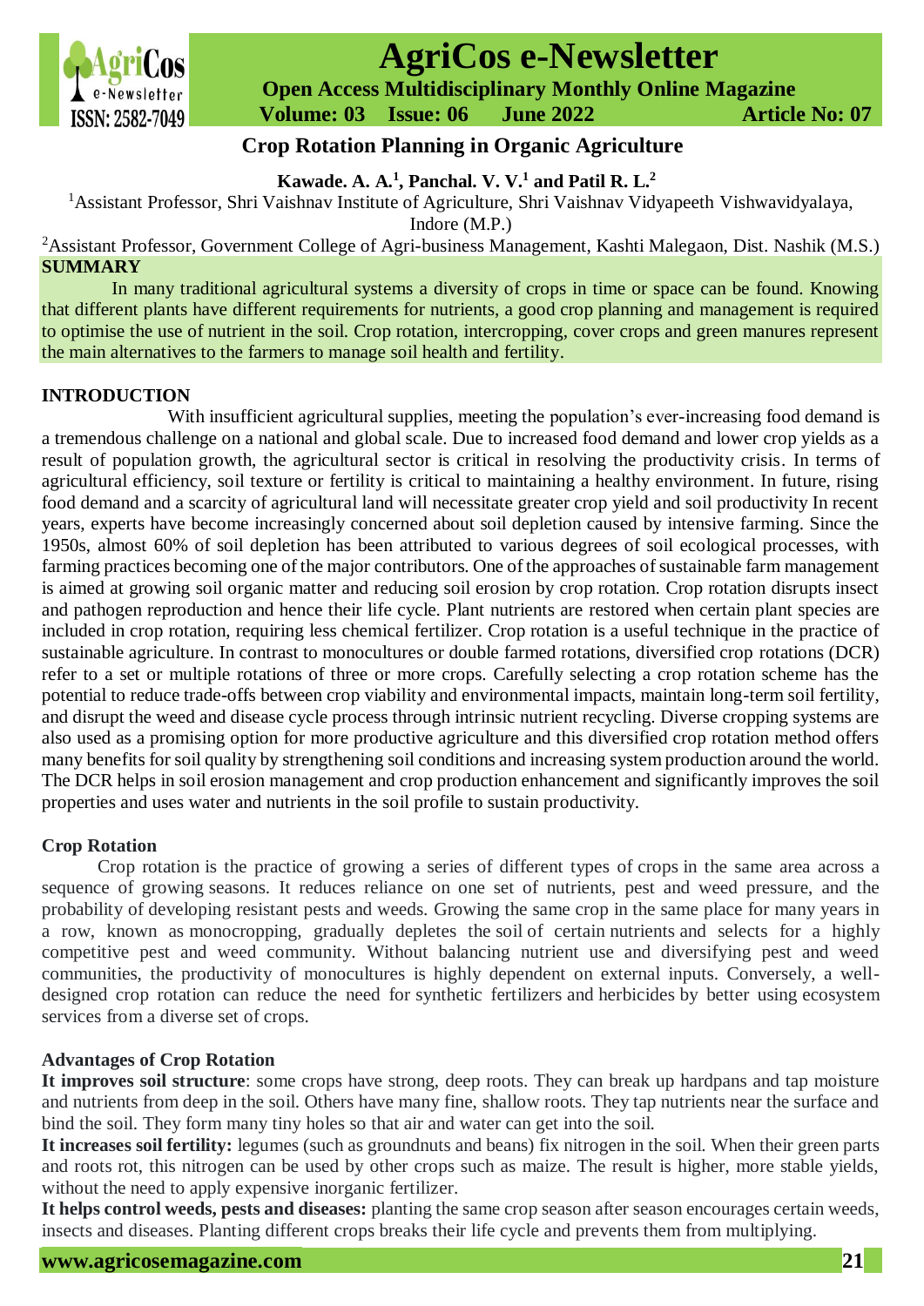# Crop Rotation Planning in Organic Agriculture

**Kawade. A. A.[1], Panchal. V. V.[1] and Patil R. L.[2]**

[1]Assistant Professor, Shri Vaishnav Institute of Agriculture, Shri Vaishnav Vidyapeeth Vishwavidyalaya, Indore (M.P.)

[2]Assistant Professor, Government College of Agri-business Management, Kashti Malegaon, Dist. Nashik (M.S.)

## SUMMARY

In many traditional agricultural systems a diversity of crops in time or space can be found. Knowing that different plants have different requirements for nutrients, a good crop planning and management is required to optimise the use of nutrient in the soil. Crop rotation, intercropping, cover crops and green manures represent the main alternatives to the farmers to manage soil health and fertility.

## INTRODUCTION

With insufficient agricultural supplies, meeting the population's ever-increasing food demand is a tremendous challenge on a national and global scale. Due to increased food demand and lower crop yields as a result of population growth, the agricultural sector is critical in resolving the productivity crisis. In terms of agricultural efficiency, soil texture or fertility is critical to maintaining a healthy environment. In future, rising food demand and a scarcity of agricultural land will necessitate greater crop yield and soil productivity In recent years, experts have become increasingly concerned about soil depletion caused by intensive farming. Since the 1950s, almost 60% of soil depletion has been attributed to various degrees of soil ecological processes, with farming practices becoming one of the major contributors. One of the approaches of sustainable farm management is aimed at growing soil organic matter and reducing soil erosion by crop rotation. Crop rotation disrupts insect and pathogen reproduction and hence their life cycle. Plant nutrients are restored when certain plant species are included in crop rotation, requiring less chemical fertilizer. Crop rotation is a useful technique in the practice of sustainable agriculture. In contrast to monocultures or double farmed rotations, diversified crop rotations (DCR) refer to a set or multiple rotations of three or more crops. Carefully selecting a crop rotation scheme has the potential to reduce trade-offs between crop viability and environmental impacts, maintain long-term soil fertility, and disrupt the weed and disease cycle process through intrinsic nutrient recycling. Diverse cropping systems are also used as a promising option for more productive agriculture and this diversified crop rotation method offers many benefits for soil quality by strengthening soil conditions and increasing system production around the world. The DCR helps in soil erosion management and crop production enhancement and significantly improves the soil properties and uses water and nutrients in the soil profile to sustain productivity.

### Crop Rotation

Crop rotation is the practice of growing a series of different types of crops in the same area across a sequence of growing seasons. It reduces reliance on one set of nutrients, pest and weed pressure, and the probability of developing resistant pests and weeds. Growing the same crop in the same place for many years in a row, known as monocropping, gradually depletes the soil of certain nutrients and selects for a highly competitive pest and weed community. Without balancing nutrient use and diversifying pest and weed communities, the productivity of monocultures is highly dependent on external inputs. Conversely, a well-designed crop rotation can reduce the need for synthetic fertilizers and herbicides by better using ecosystem services from a diverse set of crops.

### Advantages of Crop Rotation

**It improves soil structure**: some crops have strong, deep roots. They can break up hardpans and tap moisture and nutrients from deep in the soil. Others have many fine, shallow roots. They tap nutrients near the surface and bind the soil. They form many tiny holes so that air and water can get into the soil.

**It increases soil fertility:** legumes (such as groundnuts and beans) fix nitrogen in the soil. When their green parts and roots rot, this nitrogen can be used by other crops such as maize. The result is higher, more stable yields, without the need to apply expensive inorganic fertilizer.

**It helps control weeds, pests and diseases:** planting the same crop season after season encourages certain weeds, insects and diseases. Planting different crops breaks their life cycle and prevents them from multiplying.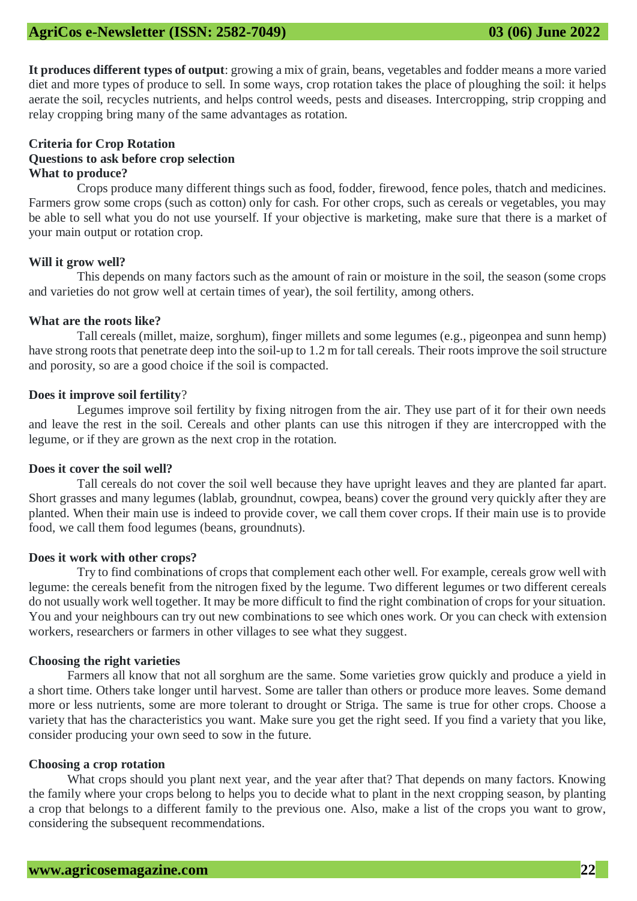**It produces different types of output**: growing a mix of grain, beans, vegetables and fodder means a more varied diet and more types of produce to sell. In some ways, crop rotation takes the place of ploughing the soil: it helps aerate the soil, recycles nutrients, and helps control weeds, pests and diseases. Intercropping, strip cropping and relay cropping bring many of the same advantages as rotation.

## Criteria for Crop Rotation

### Questions to ask before crop selection

#### What to produce?

Crops produce many different things such as food, fodder, firewood, fence poles, thatch and medicines. Farmers grow some crops (such as cotton) only for cash. For other crops, such as cereals or vegetables, you may be able to sell what you do not use yourself. If your objective is marketing, make sure that there is a market of your main output or rotation crop.

#### Will it grow well?

This depends on many factors such as the amount of rain or moisture in the soil, the season (some crops and varieties do not grow well at certain times of year), the soil fertility, among others.

#### What are the roots like?

Tall cereals (millet, maize, sorghum), finger millets and some legumes (e.g., pigeonpea and sunn hemp) have strong roots that penetrate deep into the soil-up to 1.2 m for tall cereals. Their roots improve the soil structure and porosity, so are a good choice if the soil is compacted.

#### Does it improve soil fertility?

Legumes improve soil fertility by fixing nitrogen from the air. They use part of it for their own needs and leave the rest in the soil. Cereals and other plants can use this nitrogen if they are intercropped with the legume, or if they are grown as the next crop in the rotation.

#### Does it cover the soil well?

Tall cereals do not cover the soil well because they have upright leaves and they are planted far apart. Short grasses and many legumes (lablab, groundnut, cowpea, beans) cover the ground very quickly after they are planted. When their main use is indeed to provide cover, we call them cover crops. If their main use is to provide food, we call them food legumes (beans, groundnuts).

#### Does it work with other crops?

Try to find combinations of crops that complement each other well. For example, cereals grow well with legume: the cereals benefit from the nitrogen fixed by the legume. Two different legumes or two different cereals do not usually work well together. It may be more difficult to find the right combination of crops for your situation. You and your neighbours can try out new combinations to see which ones work. Or you can check with extension workers, researchers or farmers in other villages to see what they suggest.

### Choosing the right varieties

Farmers all know that not all sorghum are the same. Some varieties grow quickly and produce a yield in a short time. Others take longer until harvest. Some are taller than others or produce more leaves. Some demand more or less nutrients, some are more tolerant to drought or Striga. The same is true for other crops. Choose a variety that has the characteristics you want. Make sure you get the right seed. If you find a variety that you like, consider producing your own seed to sow in the future.

### Choosing a crop rotation

What crops should you plant next year, and the year after that? That depends on many factors. Knowing the family where your crops belong to helps you to decide what to plant in the next cropping season, by planting a crop that belongs to a different family to the previous one. Also, make a list of the crops you want to grow, considering the subsequent recommendations.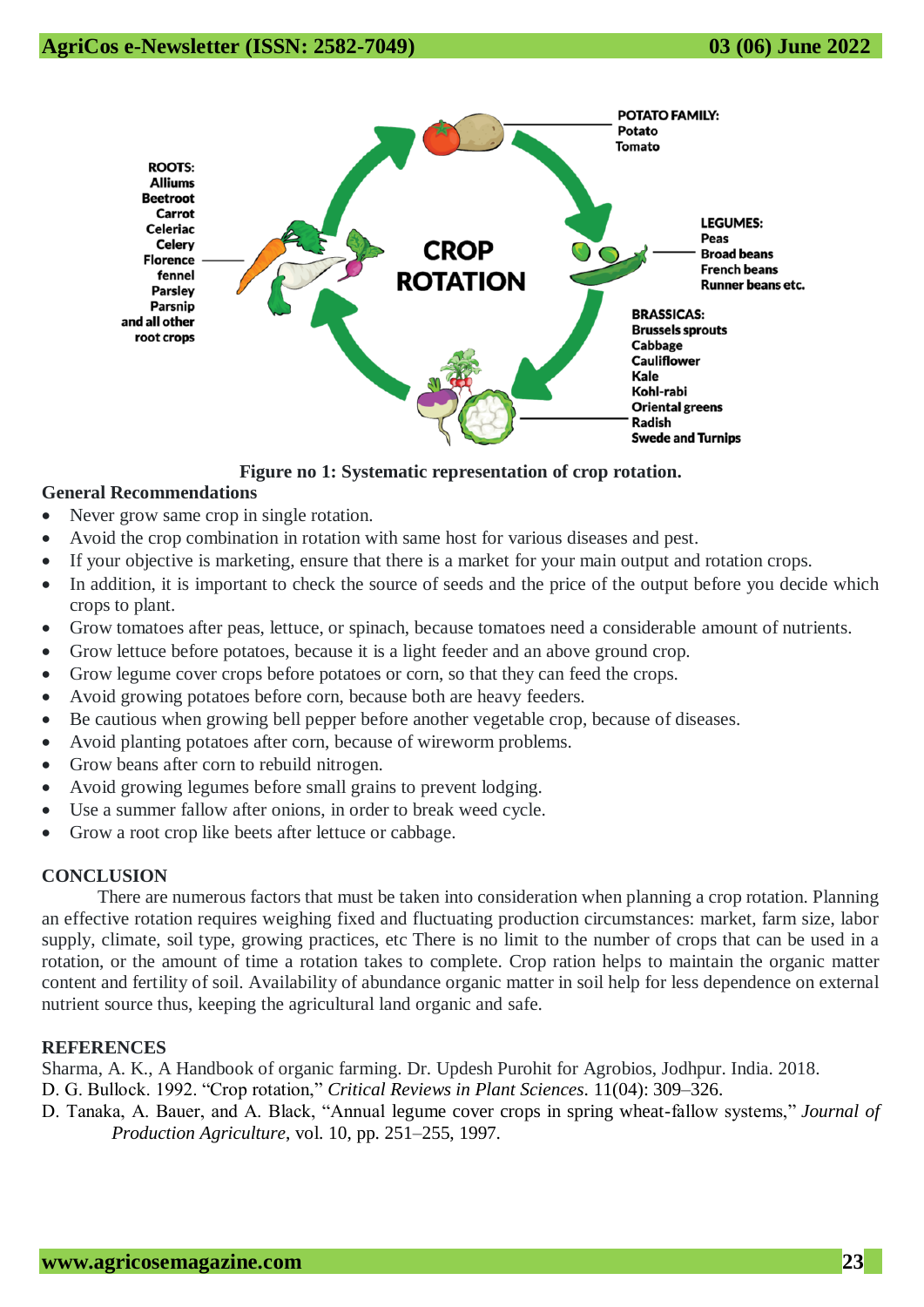CROP ROTATION

POTATO FAMILY:
Potato
Tomato

LEGUMES:
Peas
Broad beans
French beans
Runner beans etc.

BRASSICAS:
Brussels sprouts
Cabbage
Cauliflower
Kale
Kohl-rabi
Oriental greens
Radish
Swede and Turnips

ROOTS:
Alliums
Beetroot
Carrot
Celeriac
Celery
Florence fennel
Parsley
Parsnip
and all other root crops

**Figure no 1: Systematic representation of crop rotation.**

## General Recommendations

- Never grow same crop in single rotation.
- Avoid the crop combination in rotation with same host for various diseases and pest.
- If your objective is marketing, ensure that there is a market for your main output and rotation crops.
- In addition, it is important to check the source of seeds and the price of the output before you decide which crops to plant.
- Grow tomatoes after peas, lettuce, or spinach, because tomatoes need a considerable amount of nutrients.
- Grow lettuce before potatoes, because it is a light feeder and an above ground crop.
- Grow legume cover crops before potatoes or corn, so that they can feed the crops.
- Avoid growing potatoes before corn, because both are heavy feeders.
- Be cautious when growing bell pepper before another vegetable crop, because of diseases.
- Avoid planting potatoes after corn, because of wireworm problems.
- Grow beans after corn to rebuild nitrogen.
- Avoid growing legumes before small grains to prevent lodging.
- Use a summer fallow after onions, in order to break weed cycle.
- Grow a root crop like beets after lettuce or cabbage.

## CONCLUSION

There are numerous factors that must be taken into consideration when planning a crop rotation. Planning an effective rotation requires weighing fixed and fluctuating production circumstances: market, farm size, labor supply, climate, soil type, growing practices, etc There is no limit to the number of crops that can be used in a rotation, or the amount of time a rotation takes to complete. Crop ration helps to maintain the organic matter content and fertility of soil. Availability of abundance organic matter in soil help for less dependence on external nutrient source thus, keeping the agricultural land organic and safe.

## REFERENCES

Sharma, A. K., A Handbook of organic farming. Dr. Updesh Purohit for Agrobios, Jodhpur. India. 2018.

D. G. Bullock. 1992. "Crop rotation," *Critical Reviews in Plant Sciences*. 11(04): 309–326.

D. Tanaka, A. Bauer, and A. Black, "Annual legume cover crops in spring wheat-fallow systems," *Journal of Production Agriculture*, vol. 10, pp. 251–255, 1997.